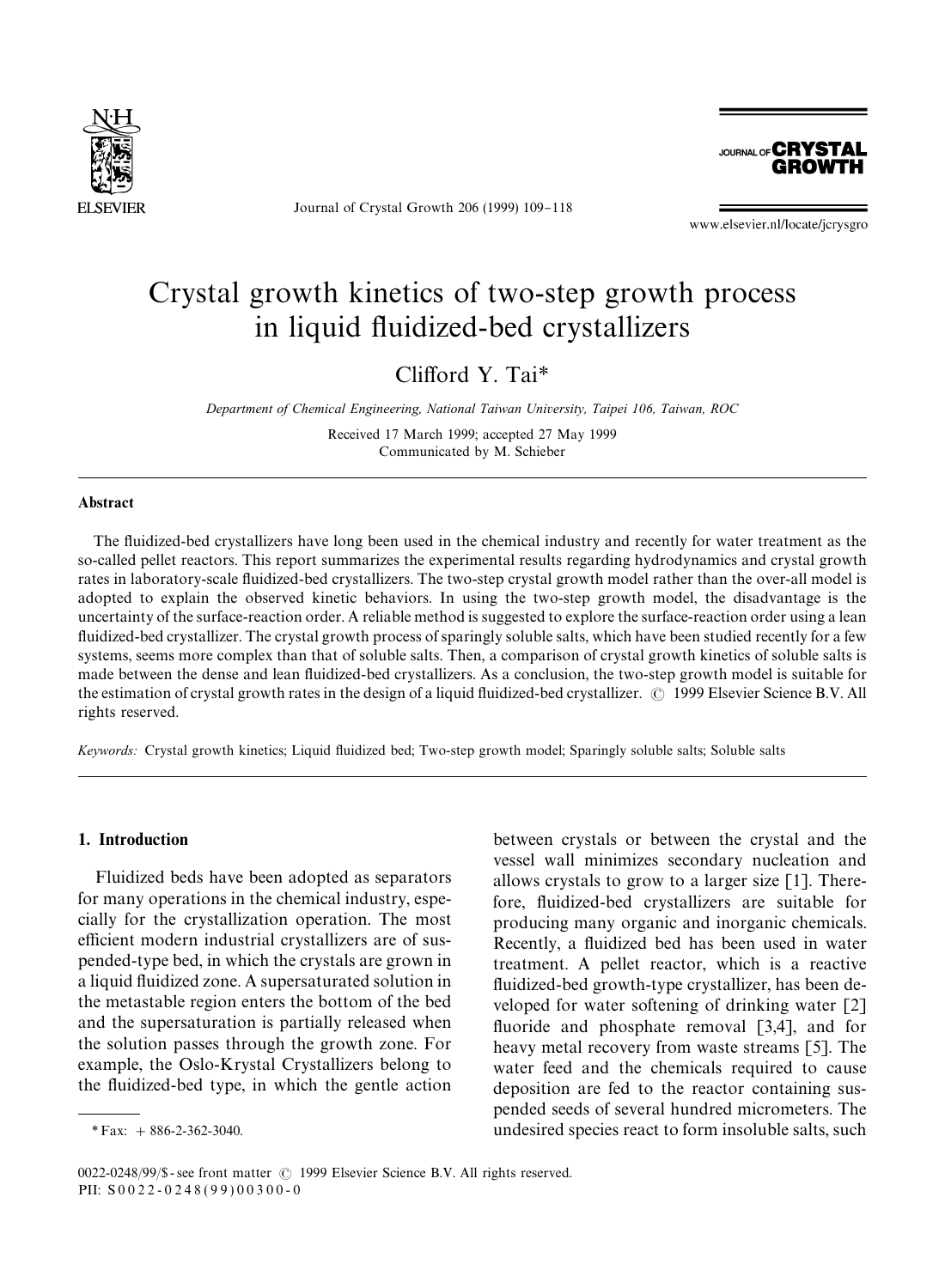# Crystal growth kinetics of two-step growth process in liquid fluidized-bed crystallizers

Clifford Y. Tai*

*Department of Chemical Engineering, National Taiwan University, Taipei 106, Taiwan, ROC*

Received 17 March 1999; accepted 27 May 1999

Communicated by M. Schieber

## Abstract

The fluidized-bed crystallizers have long been used in the chemical industry and recently for water treatment as the so-called pellet reactors. This report summarizes the experimental results regarding hydrodynamics and crystal growth rates in laboratory-scale fluidized-bed crystallizers. The two-step crystal growth model rather than the over-all model is adopted to explain the observed kinetic behaviors. In using the two-step growth model, the disadvantage is the uncertainty of the surface-reaction order. A reliable method is suggested to explore the surface-reaction order using a lean fluidized-bed crystallizer. The crystal growth process of sparingly soluble salts, which have been studied recently for a few systems, seems more complex than that of soluble salts. Then, a comparison of crystal growth kinetics of soluble salts is made between the dense and lean fluidized-bed crystallizers. As a conclusion, the two-step growth model is suitable for the estimation of crystal growth rates in the design of a liquid fluidized-bed crystallizer. © 1999 Elsevier Science B.V. All rights reserved.

*Keywords:* Crystal growth kinetics; Liquid fluidized bed; Two-step growth model; Sparingly soluble salts; Soluble salts

## 1. Introduction

Fluidized beds have been adopted as separators for many operations in the chemical industry, especially for the crystallization operation. The most efficient modern industrial crystallizers are of suspended-type bed, in which the crystals are grown in a liquid fluidized zone. A supersaturated solution in the metastable region enters the bottom of the bed and the supersaturation is partially released when the solution passes through the growth zone. For example, the Oslo-Krystal Crystallizers belong to the fluidized-bed type, in which the gentle action between crystals or between the crystal and the vessel wall minimizes secondary nucleation and allows crystals to grow to a larger size [1]. Therefore, fluidized-bed crystallizers are suitable for producing many organic and inorganic chemicals. Recently, a fluidized bed has been used in water treatment. A pellet reactor, which is a reactive fluidized-bed growth-type crystallizer, has been developed for water softening of drinking water [2] fluoride and phosphate removal [3,4], and for heavy metal recovery from waste streams [5]. The water feed and the chemicals required to cause deposition are fed to the reactor containing suspended seeds of several hundred micrometers. The undesired species react to form insoluble salts, such

* Fax: + 886-2-362-3040.

0022-0248/99/$ - see front matter © 1999 Elsevier Science B.V. All rights reserved.
PII: S0022-0248(99)00300-0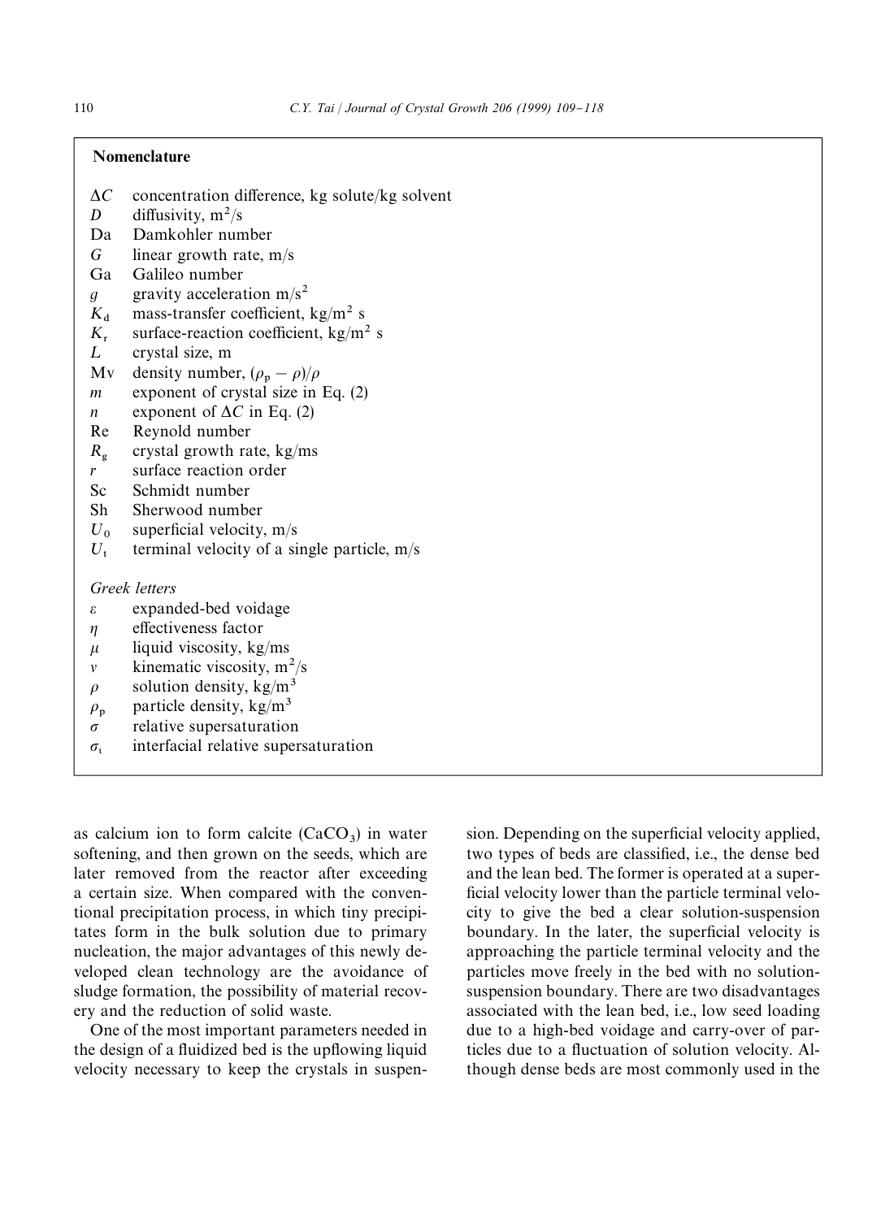## Nomenclature

| | |
|---|---|
| $\Delta C$ | concentration difference, kg solute/kg solvent |
| $D$ | diffusivity, $m^2/s$ |
| Da | Damkohler number |
| $G$ | linear growth rate, m/s |
| Ga | Galileo number |
| $g$ | gravity acceleration $m/s^2$ |
| $K_d$ | mass-transfer coefficient, $kg/m^2$ s |
| $K_r$ | surface-reaction coefficient, $kg/m^2$ s |
| $L$ | crystal size, m |
| Mv | density number, $(\rho_p - \rho)/\rho$ |
| $m$ | exponent of crystal size in Eq. (2) |
| $n$ | exponent of $\Delta C$ in Eq. (2) |
| Re | Reynold number |
| $R_g$ | crystal growth rate, kg/ms |
| $r$ | surface reaction order |
| Sc | Schmidt number |
| Sh | Sherwood number |
| $U_0$ | superficial velocity, m/s |
| $U_t$ | terminal velocity of a single particle, m/s |

*Greek letters*

| | |
|---|---|
| $\varepsilon$ | expanded-bed voidage |
| $\eta$ | effectiveness factor |
| $\mu$ | liquid viscosity, kg/ms |
| $\nu$ | kinematic viscosity, $m^2/s$ |
| $\rho$ | solution density, $kg/m^3$ |
| $\rho_p$ | particle density, $kg/m^3$ |
| $\sigma$ | relative supersaturation |
| $\sigma_i$ | interfacial relative supersaturation |

as calcium ion to form calcite ($CaCO_3$) in water softening, and then grown on the seeds, which are later removed from the reactor after exceeding a certain size. When compared with the conventional precipitation process, in which tiny precipitates form in the bulk solution due to primary nucleation, the major advantages of this newly developed clean technology are the avoidance of sludge formation, the possibility of material recovery and the reduction of solid waste.

One of the most important parameters needed in the design of a fluidized bed is the upflowing liquid velocity necessary to keep the crystals in suspension. Depending on the superficial velocity applied, two types of beds are classified, i.e., the dense bed and the lean bed. The former is operated at a superficial velocity lower than the particle terminal velocity to give the bed a clear solution-suspension boundary. In the later, the superficial velocity is approaching the particle terminal velocity and the particles move freely in the bed with no solution-suspension boundary. There are two disadvantages associated with the lean bed, i.e., low seed loading due to a high-bed voidage and carry-over of particles due to a fluctuation of solution velocity. Although dense beds are most commonly used in the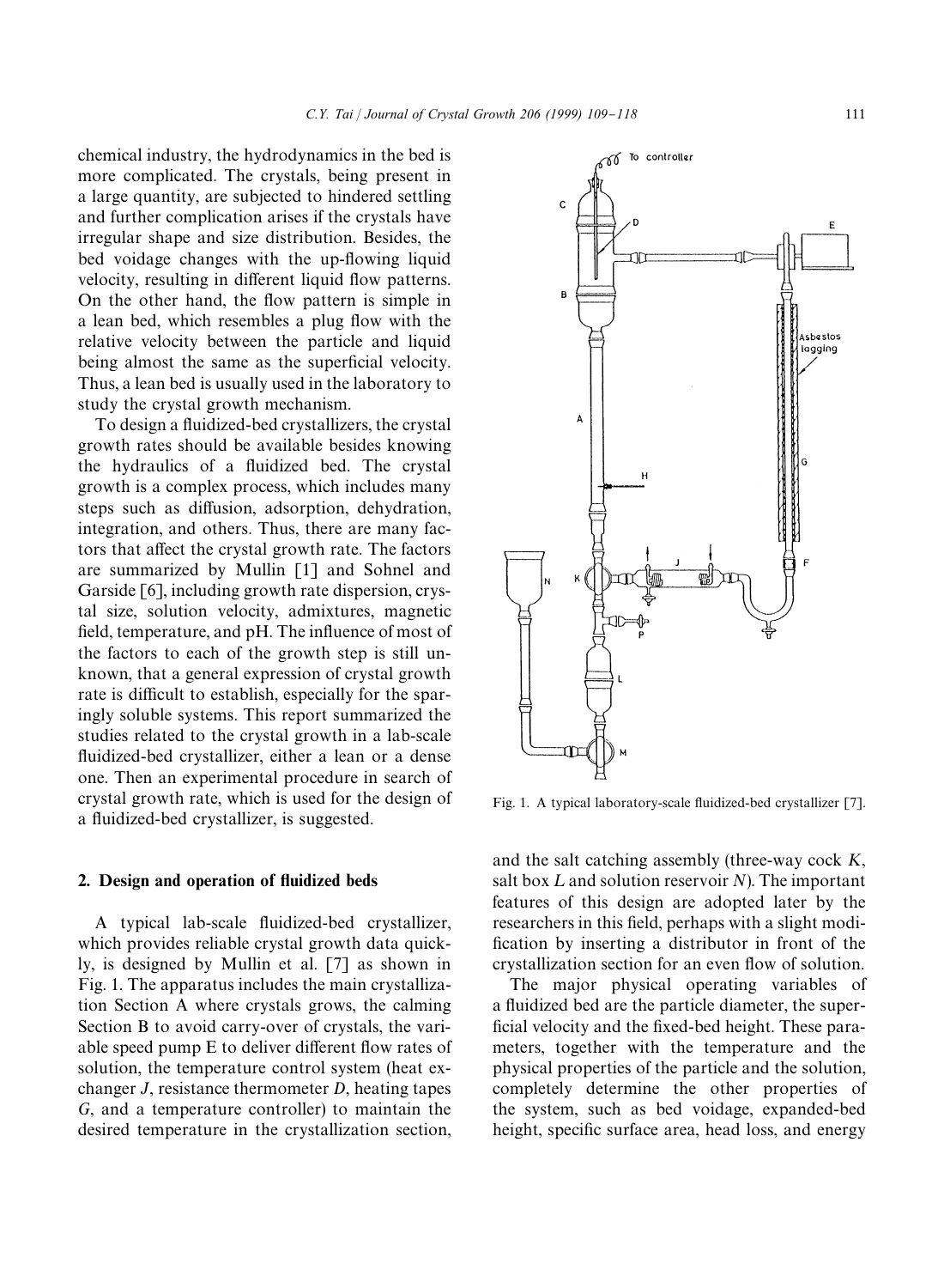chemical industry, the hydrodynamics in the bed is more complicated. The crystals, being present in a large quantity, are subjected to hindered settling and further complication arises if the crystals have irregular shape and size distribution. Besides, the bed voidage changes with the up-flowing liquid velocity, resulting in different liquid flow patterns. On the other hand, the flow pattern is simple in a lean bed, which resembles a plug flow with the relative velocity between the particle and liquid being almost the same as the superficial velocity. Thus, a lean bed is usually used in the laboratory to study the crystal growth mechanism.

To design a fluidized-bed crystallizers, the crystal growth rates should be available besides knowing the hydraulics of a fluidized bed. The crystal growth is a complex process, which includes many steps such as diffusion, adsorption, dehydration, integration, and others. Thus, there are many factors that affect the crystal growth rate. The factors are summarized by Mullin [1] and Sohnel and Garside [6], including growth rate dispersion, crystal size, solution velocity, admixtures, magnetic field, temperature, and pH. The influence of most of the factors to each of the growth step is still unknown, that a general expression of crystal growth rate is difficult to establish, especially for the sparingly soluble systems. This report summarized the studies related to the crystal growth in a lab-scale fluidized-bed crystallizer, either a lean or a dense one. Then an experimental procedure in search of crystal growth rate, which is used for the design of a fluidized-bed crystallizer, is suggested.

## 2. Design and operation of fluidized beds

A typical lab-scale fluidized-bed crystallizer, which provides reliable crystal growth data quickly, is designed by Mullin et al. [7] as shown in Fig. 1. The apparatus includes the main crystallization Section A where crystals grows, the calming Section B to avoid carry-over of crystals, the variable speed pump E to deliver different flow rates of solution, the temperature control system (heat exchanger *J*, resistance thermometer *D*, heating tapes *G*, and a temperature controller) to maintain the desired temperature in the crystallization section, and the salt catching assembly (three-way cock *K*, salt box *L* and solution reservoir *N*). The important features of this design are adopted later by the researchers in this field, perhaps with a slight modification by inserting a distributor in front of the crystallization section for an even flow of solution.

Fig. 1. A typical laboratory-scale fluidized-bed crystallizer [7].

The major physical operating variables of a fluidized bed are the particle diameter, the superficial velocity and the fixed-bed height. These parameters, together with the temperature and the physical properties of the particle and the solution, completely determine the other properties of the system, such as bed voidage, expanded-bed height, specific surface area, head loss, and energy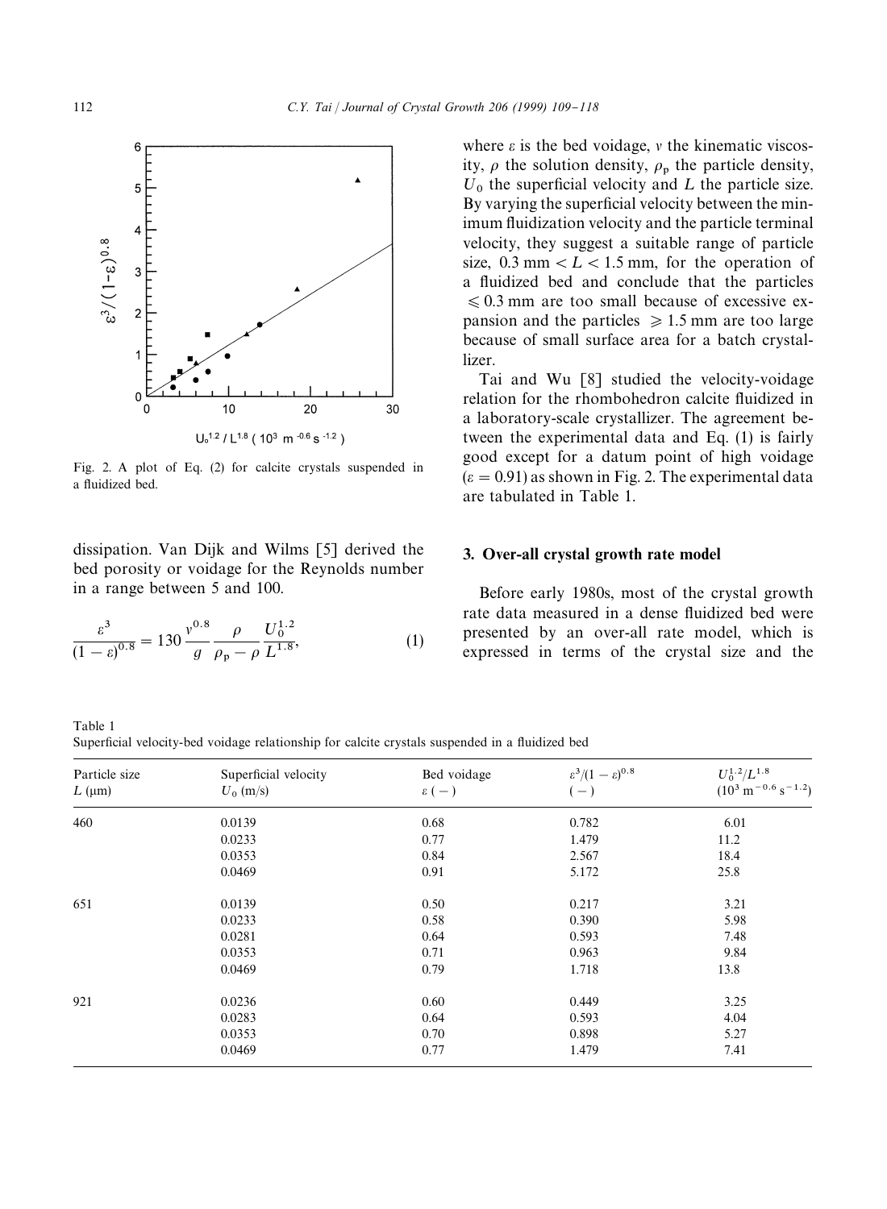Fig. 2. A plot of Eq. (2) for calcite crystals suspended in a fluidized bed.

dissipation. Van Dijk and Wilms [5] derived the bed porosity or voidage for the Reynolds number in a range between 5 and 100.

$$\frac{\varepsilon^3}{(1-\varepsilon)^{0.8}} = 130\frac{v^{0.8}}{g}\frac{\rho}{\rho_p - \rho}\frac{U_0^{1.2}}{L^{1.8}}, \tag{1}$$

where $\varepsilon$ is the bed voidage, $v$ the kinematic viscosity, $\rho$ the solution density, $\rho_p$ the particle density, $U_0$ the superficial velocity and $L$ the particle size. By varying the superficial velocity between the minimum fluidization velocity and the particle terminal velocity, they suggest a suitable range of particle size, $0.3\ \text{mm} < L < 1.5\ \text{mm}$, for the operation of a fluidized bed and conclude that the particles $\leqslant 0.3$ mm are too small because of excessive expansion and the particles $\geqslant 1.5$ mm are too large because of small surface area for a batch crystallizer.

Tai and Wu [8] studied the velocity-voidage relation for the rhombohedron calcite fluidized in a laboratory-scale crystallizer. The agreement between the experimental data and Eq. (1) is fairly good except for a datum point of high voidage ($\varepsilon = 0.91$) as shown in Fig. 2. The experimental data are tabulated in Table 1.

## 3. Over-all crystal growth rate model

Before early 1980s, most of the crystal growth rate data measured in a dense fluidized bed were presented by an over-all rate model, which is expressed in terms of the crystal size and the

Table 1
Superficial velocity-bed voidage relationship for calcite crystals suspended in a fluidized bed

| Particle size $L$ (μm) | Superficial velocity $U_0$ (m/s) | Bed voidage $\varepsilon$ (−) | $\varepsilon^3/(1-\varepsilon)^{0.8}$ (−) | $U_0^{1.2}/L^{1.8}$ ($10^3\ \text{m}^{-0.6}\ \text{s}^{-1.2}$) |
|---|---|---|---|---|
| 460 | 0.0139 | 0.68 | 0.782 | 6.01 |
| | 0.0233 | 0.77 | 1.479 | 11.2 |
| | 0.0353 | 0.84 | 2.567 | 18.4 |
| | 0.0469 | 0.91 | 5.172 | 25.8 |
| 651 | 0.0139 | 0.50 | 0.217 | 3.21 |
| | 0.0233 | 0.58 | 0.390 | 5.98 |
| | 0.0281 | 0.64 | 0.593 | 7.48 |
| | 0.0353 | 0.71 | 0.963 | 9.84 |
| | 0.0469 | 0.79 | 1.718 | 13.8 |
| 921 | 0.0236 | 0.60 | 0.449 | 3.25 |
| | 0.0283 | 0.64 | 0.593 | 4.04 |
| | 0.0353 | 0.70 | 0.898 | 5.27 |
| | 0.0469 | 0.77 | 1.479 | 7.41 |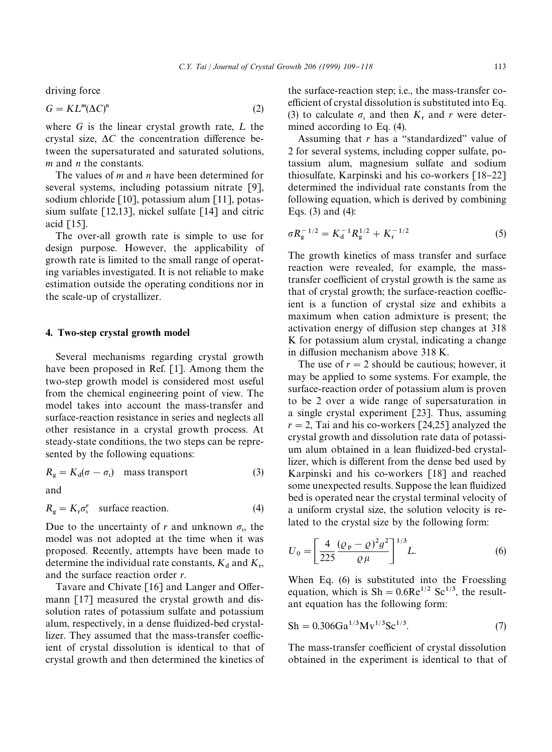driving force

$$G = KL^m(\Delta C)^n \tag{2}$$

where $G$ is the linear crystal growth rate, $L$ the crystal size, $\Delta C$ the concentration difference between the supersaturated and saturated solutions, $m$ and $n$ the constants.

The values of $m$ and $n$ have been determined for several systems, including potassium nitrate [9], sodium chloride [10], potassium alum [11], potassium sulfate [12,13], nickel sulfate [14] and citric acid [15].

The over-all growth rate is simple to use for design purpose. However, the applicability of growth rate is limited to the small range of operating variables investigated. It is not reliable to make estimation outside the operating conditions nor in the scale-up of crystallizer.

## 4. Two-step crystal growth model

Several mechanisms regarding crystal growth have been proposed in Ref. [1]. Among them the two-step growth model is considered most useful from the chemical engineering point of view. The model takes into account the mass-transfer and surface-reaction resistance in series and neglects all other resistance in a crystal growth process. At steady-state conditions, the two steps can be represented by the following equations:

$$R_g = K_d(\sigma - \sigma_i) \quad \text{mass transport} \tag{3}$$

and

$$R_g = K_r\sigma_i^r \quad \text{surface reaction.} \tag{4}$$

Due to the uncertainty of $r$ and unknown $\sigma_i$, the model was not adopted at the time when it was proposed. Recently, attempts have been made to determine the individual rate constants, $K_d$ and $K_r$, and the surface reaction order $r$.

Tavare and Chivate [16] and Langer and Offermann [17] measured the crystal growth and dissolution rates of potassium sulfate and potassium alum, respectively, in a dense fluidized-bed crystallizer. They assumed that the mass-transfer coefficient of crystal dissolution is identical to that of crystal growth and then determined the kinetics of the surface-reaction step; i.e., the mass-transfer coefficient of crystal dissolution is substituted into Eq. (3) to calculate $\sigma_i$ and then $K_r$ and $r$ were determined according to Eq. (4).

Assuming that $r$ has a "standardized" value of 2 for several systems, including copper sulfate, potassium alum, magnesium sulfate and sodium thiosulfate, Karpinski and his co-workers [18–22] determined the individual rate constants from the following equation, which is derived by combining Eqs. (3) and (4):

$$\sigma R_g^{-1/2} = K_d^{-1}R_g^{1/2} + K_r^{-1/2} \tag{5}$$

The growth kinetics of mass transfer and surface reaction were revealed, for example, the mass-transfer coefficient of crystal growth is the same as that of crystal growth; the surface-reaction coefficient is a function of crystal size and exhibits a maximum when cation admixture is present; the activation energy of diffusion step changes at 318 K for potassium alum crystal, indicating a change in diffusion mechanism above 318 K.

The use of $r = 2$ should be cautious; however, it may be applied to some systems. For example, the surface-reaction order of potassium alum is proven to be 2 over a wide range of supersaturation in a single crystal experiment [23]. Thus, assuming $r = 2$, Tai and his co-workers [24,25] analyzed the crystal growth and dissolution rate data of potassium alum obtained in a lean fluidized-bed crystallizer, which is different from the dense bed used by Karpinski and his co-workers [18] and reached some unexpected results. Suppose the lean fluidized bed is operated near the crystal terminal velocity of a uniform crystal size, the solution velocity is related to the crystal size by the following form:

$$U_0 = \left[\frac{4}{225}\frac{(\varrho_p - \varrho)^2 g^2}{\varrho\mu}\right]^{1/3} L. \tag{6}$$

When Eq. (6) is substituted into the Froessling equation, which is $\mathrm{Sh} = 0.6\mathrm{Re}^{1/2}\ \mathrm{Sc}^{1/3}$, the resultant equation has the following form:

$$\mathrm{Sh} = 0.306\mathrm{Ga}^{1/3}\mathrm{Mv}^{1/3}\mathrm{Sc}^{1/3}. \tag{7}$$

The mass-transfer coefficient of crystal dissolution obtained in the experiment is identical to that of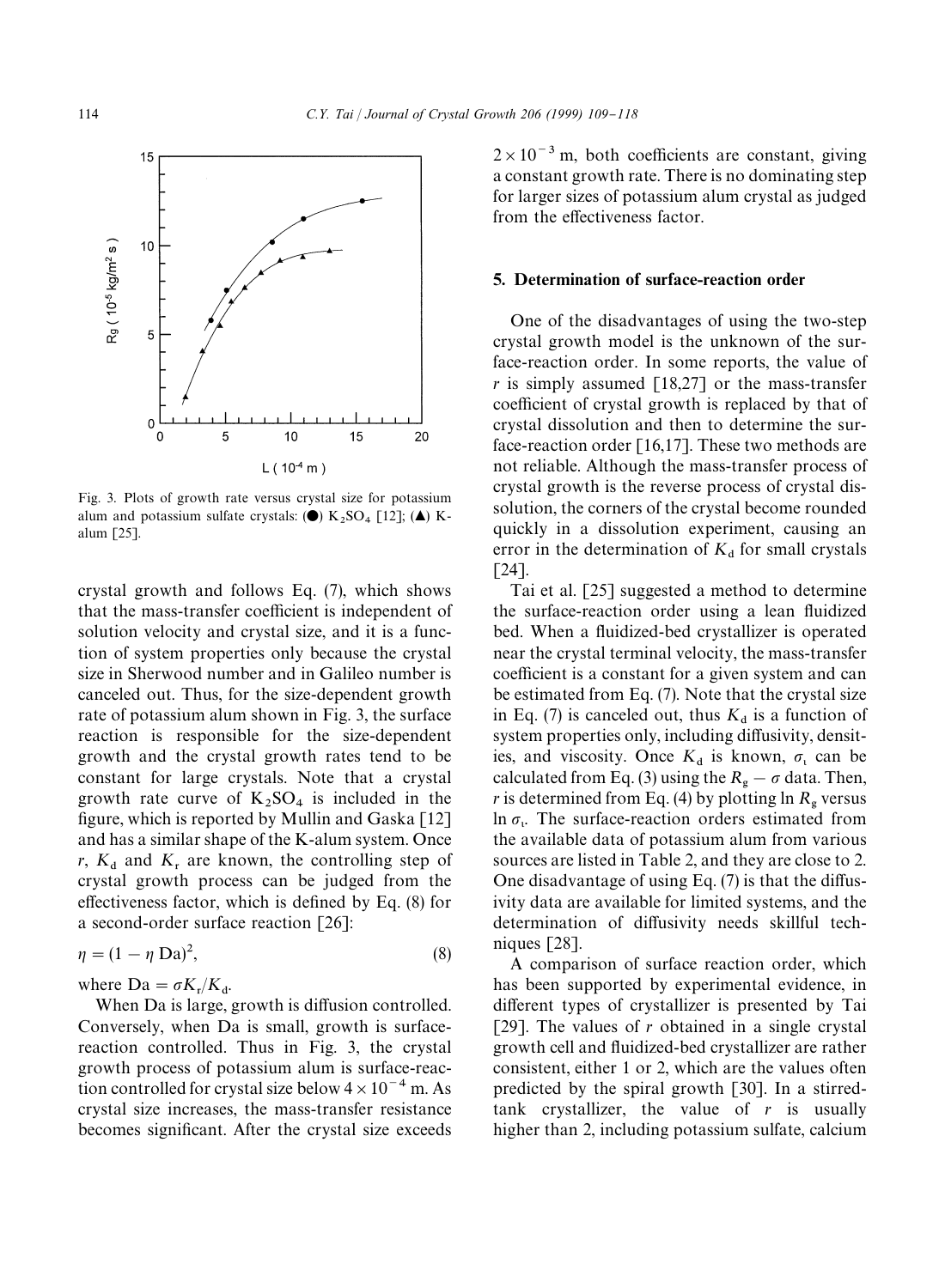Fig. 3. Plots of growth rate versus crystal size for potassium alum and potassium sulfate crystals: (●) $K_2SO_4$ [12]; (▲) K-alum [25].

crystal growth and follows Eq. (7), which shows that the mass-transfer coefficient is independent of solution velocity and crystal size, and it is a function of system properties only because the crystal size in Sherwood number and in Galileo number is canceled out. Thus, for the size-dependent growth rate of potassium alum shown in Fig. 3, the surface reaction is responsible for the size-dependent growth and the crystal growth rates tend to be constant for large crystals. Note that a crystal growth rate curve of $K_2SO_4$ is included in the figure, which is reported by Mullin and Gaska [12] and has a similar shape of the K-alum system. Once $r$, $K_d$ and $K_r$ are known, the controlling step of crystal growth process can be judged from the effectiveness factor, which is defined by Eq. (8) for a second-order surface reaction [26]:

$$\eta = (1 - \eta \, \mathrm{Da})^2, \tag{8}$$

where $\mathrm{Da} = \sigma K_r / K_d$.

When Da is large, growth is diffusion controlled. Conversely, when Da is small, growth is surface-reaction controlled. Thus in Fig. 3, the crystal growth process of potassium alum is surface-reaction controlled for crystal size below $4 \times 10^{-4}$ m. As crystal size increases, the mass-transfer resistance becomes significant. After the crystal size exceeds $2 \times 10^{-3}$ m, both coefficients are constant, giving a constant growth rate. There is no dominating step for larger sizes of potassium alum crystal as judged from the effectiveness factor.

## 5. Determination of surface-reaction order

One of the disadvantages of using the two-step crystal growth model is the unknown of the surface-reaction order. In some reports, the value of $r$ is simply assumed [18,27] or the mass-transfer coefficient of crystal growth is replaced by that of crystal dissolution and then to determine the surface-reaction order [16,17]. These two methods are not reliable. Although the mass-transfer process of crystal growth is the reverse process of crystal dissolution, the corners of the crystal become rounded quickly in a dissolution experiment, causing an error in the determination of $K_d$ for small crystals [24].

Tai et al. [25] suggested a method to determine the surface-reaction order using a lean fluidized bed. When a fluidized-bed crystallizer is operated near the crystal terminal velocity, the mass-transfer coefficient is a constant for a given system and can be estimated from Eq. (7). Note that the crystal size in Eq. (7) is canceled out, thus $K_d$ is a function of system properties only, including diffusivity, densities, and viscosity. Once $K_d$ is known, $\sigma_i$ can be calculated from Eq. (3) using the $R_g - \sigma$ data. Then, $r$ is determined from Eq. (4) by plotting $\ln R_g$ versus $\ln \sigma_i$. The surface-reaction orders estimated from the available data of potassium alum from various sources are listed in Table 2, and they are close to 2. One disadvantage of using Eq. (7) is that the diffusivity data are available for limited systems, and the determination of diffusivity needs skillful techniques [28].

A comparison of surface reaction order, which has been supported by experimental evidence, in different types of crystallizer is presented by Tai [29]. The values of $r$ obtained in a single crystal growth cell and fluidized-bed crystallizer are rather consistent, either 1 or 2, which are the values often predicted by the spiral growth [30]. In a stirred-tank crystallizer, the value of $r$ is usually higher than 2, including potassium sulfate, calcium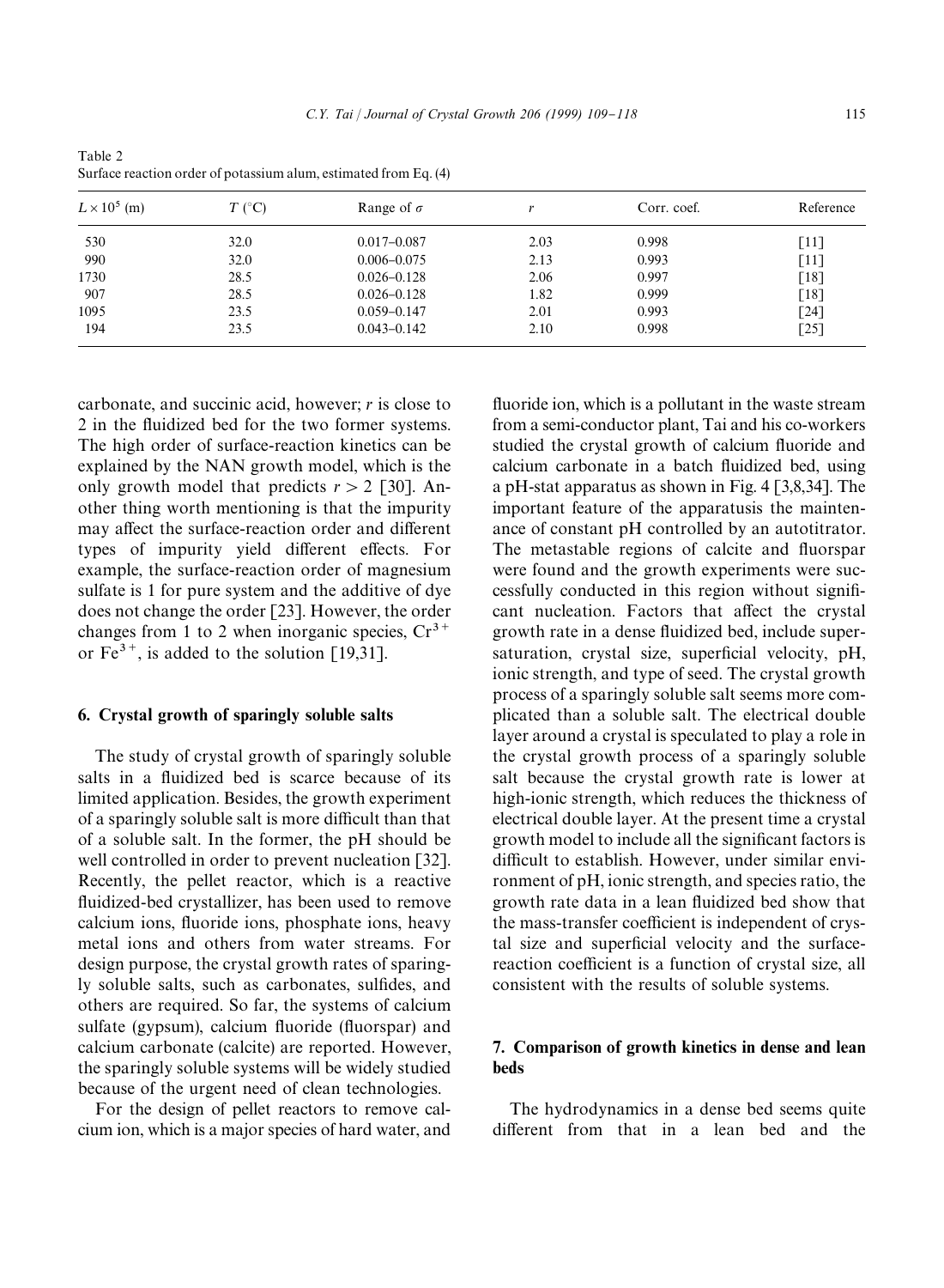Table 2
Surface reaction order of potassium alum, estimated from Eq. (4)

| $L \times 10^5$ (m) | $T$ (°C) | Range of $\sigma$ | $r$ | Corr. coef. | Reference |
|---|---|---|---|---|---|
| 530 | 32.0 | 0.017–0.087 | 2.03 | 0.998 | [11] |
| 990 | 32.0 | 0.006–0.075 | 2.13 | 0.993 | [11] |
| 1730 | 28.5 | 0.026–0.128 | 2.06 | 0.997 | [18] |
| 907 | 28.5 | 0.026–0.128 | 1.82 | 0.999 | [18] |
| 1095 | 23.5 | 0.059–0.147 | 2.01 | 0.993 | [24] |
| 194 | 23.5 | 0.043–0.142 | 2.10 | 0.998 | [25] |

carbonate, and succinic acid, however; $r$ is close to 2 in the fluidized bed for the two former systems. The high order of surface-reaction kinetics can be explained by the NAN growth model, which is the only growth model that predicts $r > 2$ [30]. Another thing worth mentioning is that the impurity may affect the surface-reaction order and different types of impurity yield different effects. For example, the surface-reaction order of magnesium sulfate is 1 for pure system and the additive of dye does not change the order [23]. However, the order changes from 1 to 2 when inorganic species, $Cr^{3+}$ or $Fe^{3+}$, is added to the solution [19,31].

## 6. Crystal growth of sparingly soluble salts

The study of crystal growth of sparingly soluble salts in a fluidized bed is scarce because of its limited application. Besides, the growth experiment of a sparingly soluble salt is more difficult than that of a soluble salt. In the former, the pH should be well controlled in order to prevent nucleation [32]. Recently, the pellet reactor, which is a reactive fluidized-bed crystallizer, has been used to remove calcium ions, fluoride ions, phosphate ions, heavy metal ions and others from water streams. For design purpose, the crystal growth rates of sparingly soluble salts, such as carbonates, sulfides, and others are required. So far, the systems of calcium sulfate (gypsum), calcium fluoride (fluorspar) and calcium carbonate (calcite) are reported. However, the sparingly soluble systems will be widely studied because of the urgent need of clean technologies.

For the design of pellet reactors to remove calcium ion, which is a major species of hard water, and fluoride ion, which is a pollutant in the waste stream from a semi-conductor plant, Tai and his co-workers studied the crystal growth of calcium fluoride and calcium carbonate in a batch fluidized bed, using a pH-stat apparatus as shown in Fig. 4 [3,8,34]. The important feature of the apparatusis the maintenance of constant pH controlled by an autotitrator. The metastable regions of calcite and fluorspar were found and the growth experiments were successfully conducted in this region without significant nucleation. Factors that affect the crystal growth rate in a dense fluidized bed, include supersaturation, crystal size, superficial velocity, pH, ionic strength, and type of seed. The crystal growth process of a sparingly soluble salt seems more complicated than a soluble salt. The electrical double layer around a crystal is speculated to play a role in the crystal growth process of a sparingly soluble salt because the crystal growth rate is lower at high-ionic strength, which reduces the thickness of electrical double layer. At the present time a crystal growth model to include all the significant factors is difficult to establish. However, under similar environment of pH, ionic strength, and species ratio, the growth rate data in a lean fluidized bed show that the mass-transfer coefficient is independent of crystal size and superficial velocity and the surface-reaction coefficient is a function of crystal size, all consistent with the results of soluble systems.

## 7. Comparison of growth kinetics in dense and lean beds

The hydrodynamics in a dense bed seems quite different from that in a lean bed and the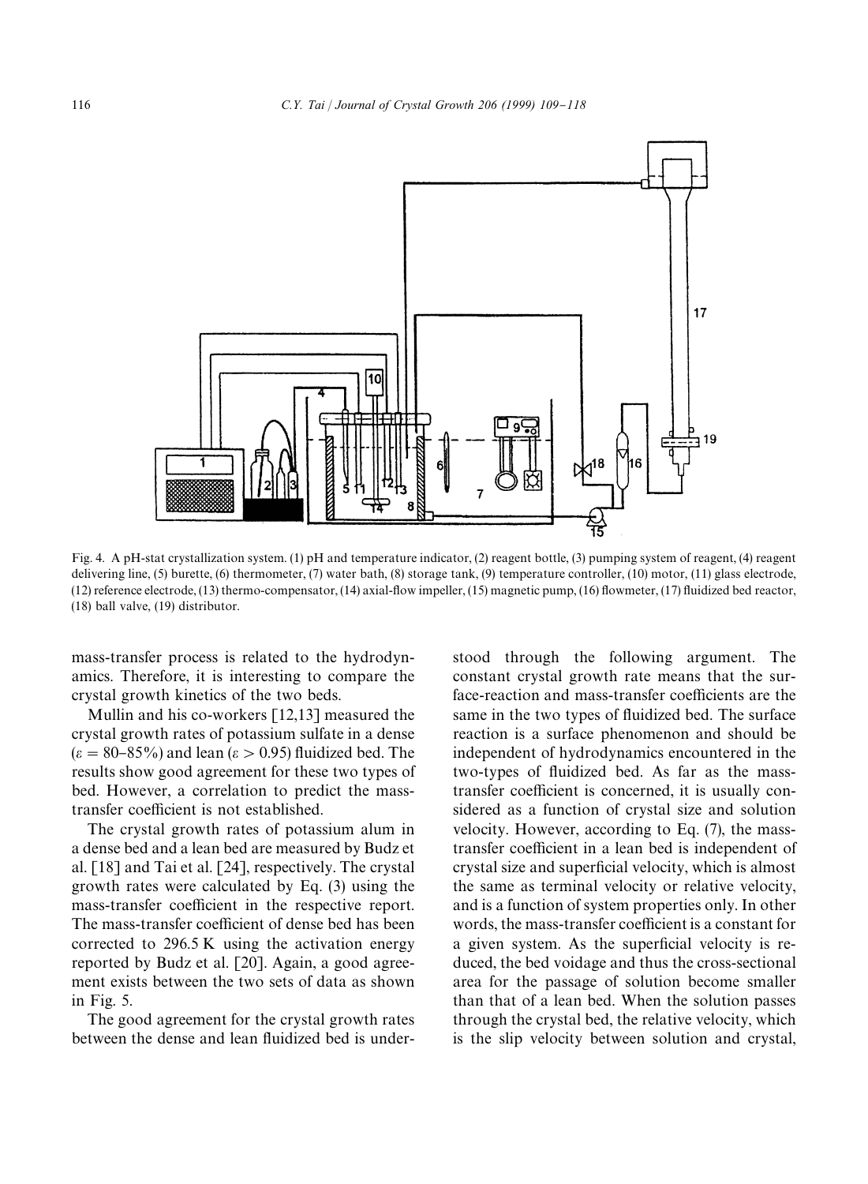Fig. 4. A pH-stat crystallization system. (1) pH and temperature indicator, (2) reagent bottle, (3) pumping system of reagent, (4) reagent delivering line, (5) burette, (6) thermometer, (7) water bath, (8) storage tank, (9) temperature controller, (10) motor, (11) glass electrode, (12) reference electrode, (13) thermo-compensator, (14) axial-flow impeller, (15) magnetic pump, (16) flowmeter, (17) fluidized bed reactor, (18) ball valve, (19) distributor.

mass-transfer process is related to the hydrodynamics. Therefore, it is interesting to compare the crystal growth kinetics of the two beds.

Mullin and his co-workers [12,13] measured the crystal growth rates of potassium sulfate in a dense ($\varepsilon = 80$–$85\%$) and lean ($\varepsilon > 0.95$) fluidized bed. The results show good agreement for these two types of bed. However, a correlation to predict the mass-transfer coefficient is not established.

The crystal growth rates of potassium alum in a dense bed and a lean bed are measured by Budz et al. [18] and Tai et al. [24], respectively. The crystal growth rates were calculated by Eq. (3) using the mass-transfer coefficient in the respective report. The mass-transfer coefficient of dense bed has been corrected to 296.5 K using the activation energy reported by Budz et al. [20]. Again, a good agreement exists between the two sets of data as shown in Fig. 5.

The good agreement for the crystal growth rates between the dense and lean fluidized bed is understood through the following argument. The constant crystal growth rate means that the surface-reaction and mass-transfer coefficients are the same in the two types of fluidized bed. The surface reaction is a surface phenomenon and should be independent of hydrodynamics encountered in the two-types of fluidized bed. As far as the mass-transfer coefficient is concerned, it is usually considered as a function of crystal size and solution velocity. However, according to Eq. (7), the mass-transfer coefficient in a lean bed is independent of crystal size and superficial velocity, which is almost the same as terminal velocity or relative velocity, and is a function of system properties only. In other words, the mass-transfer coefficient is a constant for a given system. As the superficial velocity is reduced, the bed voidage and thus the cross-sectional area for the passage of solution become smaller than that of a lean bed. When the solution passes through the crystal bed, the relative velocity, which is the slip velocity between solution and crystal,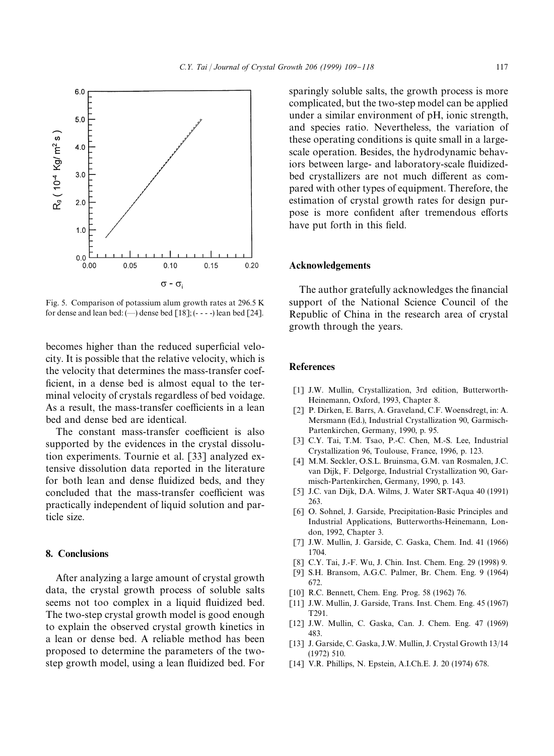Fig. 5. Comparison of potassium alum growth rates at 296.5 K for dense and lean bed: (—) dense bed [18]; (- - - -) lean bed [24].

becomes higher than the reduced superficial velocity. It is possible that the relative velocity, which is the velocity that determines the mass-transfer coefficient, in a dense bed is almost equal to the terminal velocity of crystals regardless of bed voidage. As a result, the mass-transfer coefficients in a lean bed and dense bed are identical.

The constant mass-transfer coefficient is also supported by the evidences in the crystal dissolution experiments. Tournie et al. [33] analyzed extensive dissolution data reported in the literature for both lean and dense fluidized beds, and they concluded that the mass-transfer coefficient was practically independent of liquid solution and particle size.

## 8. Conclusions

After analyzing a large amount of crystal growth data, the crystal growth process of soluble salts seems not too complex in a liquid fluidized bed. The two-step crystal growth model is good enough to explain the observed crystal growth kinetics in a lean or dense bed. A reliable method has been proposed to determine the parameters of the two-step growth model, using a lean fluidized bed. For sparingly soluble salts, the growth process is more complicated, but the two-step model can be applied under a similar environment of pH, ionic strength, and species ratio. Nevertheless, the variation of these operating conditions is quite small in a large-scale operation. Besides, the hydrodynamic behaviors between large- and laboratory-scale fluidized-bed crystallizers are not much different as compared with other types of equipment. Therefore, the estimation of crystal growth rates for design purpose is more confident after tremendous efforts have put forth in this field.

## Acknowledgements

The author gratefully acknowledges the financial support of the National Science Council of the Republic of China in the research area of crystal growth through the years.

## References

[1] J.W. Mullin, Crystallization, 3rd edition, Butterworth-Heinemann, Oxford, 1993, Chapter 8.

[2] P. Dirken, E. Barrs, A. Graveland, C.F. Woensdregt, in: A. Mersmann (Ed.), Industrial Crystallization 90, Garmisch-Partenkirchen, Germany, 1990, p. 95.

[3] C.Y. Tai, T.M. Tsao, P.-C. Chen, M.-S. Lee, Industrial Crystallization 96, Toulouse, France, 1996, p. 123.

[4] M.M. Seckler, O.S.L. Bruinsma, G.M. van Rosmalen, J.C. van Dijk, F. Delgorge, Industrial Crystallization 90, Garmisch-Partenkirchen, Germany, 1990, p. 143.

[5] J.C. van Dijk, D.A. Wilms, J. Water SRT-Aqua 40 (1991) 263.

[6] O. Sohnel, J. Garside, Precipitation-Basic Principles and Industrial Applications, Butterworths-Heinemann, London, 1992, Chapter 3.

[7] J.W. Mullin, J. Garside, C. Gaska, Chem. Ind. 41 (1966) 1704.

[8] C.Y. Tai, J.-F. Wu, J. Chin. Inst. Chem. Eng. 29 (1998) 9.

[9] S.H. Bransom, A.G.C. Palmer, Br. Chem. Eng. 9 (1964) 672.

[10] R.C. Bennett, Chem. Eng. Prog. 58 (1962) 76.

[11] J.W. Mullin, J. Garside, Trans. Inst. Chem. Eng. 45 (1967) T291.

[12] J.W. Mullin, C. Gaska, Can. J. Chem. Eng. 47 (1969) 483.

[13] J. Garside, C. Gaska, J.W. Mullin, J. Crystal Growth 13/14 (1972) 510.

[14] V.R. Phillips, N. Epstein, A.I.Ch.E. J. 20 (1974) 678.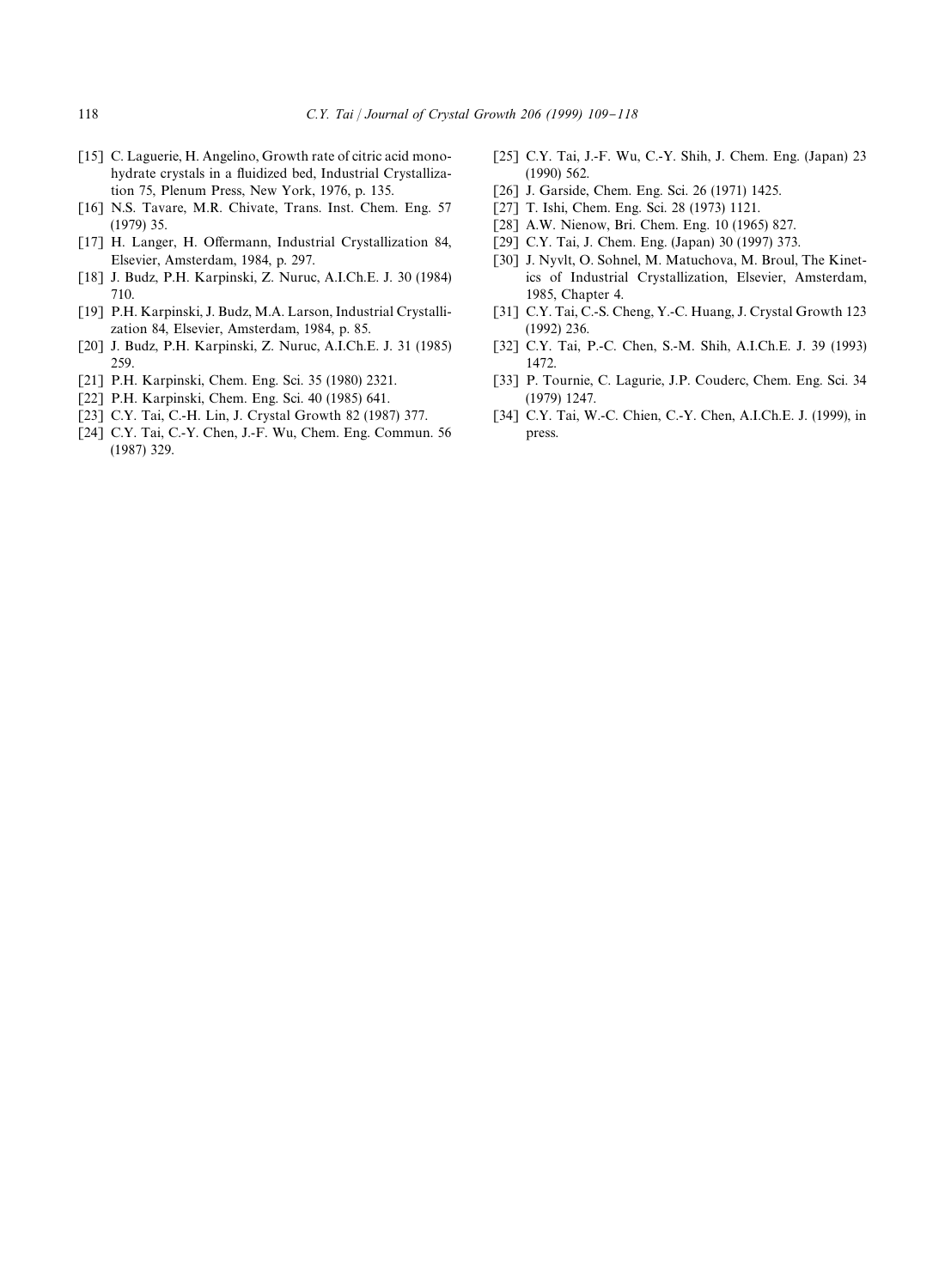[15] C. Laguerie, H. Angelino, Growth rate of citric acid monohydrate crystals in a fluidized bed, Industrial Crystallization 75, Plenum Press, New York, 1976, p. 135.

[16] N.S. Tavare, M.R. Chivate, Trans. Inst. Chem. Eng. 57 (1979) 35.

[17] H. Langer, H. Offermann, Industrial Crystallization 84, Elsevier, Amsterdam, 1984, p. 297.

[18] J. Budz, P.H. Karpinski, Z. Nuruc, A.I.Ch.E. J. 30 (1984) 710.

[19] P.H. Karpinski, J. Budz, M.A. Larson, Industrial Crystallization 84, Elsevier, Amsterdam, 1984, p. 85.

[20] J. Budz, P.H. Karpinski, Z. Nuruc, A.I.Ch.E. J. 31 (1985) 259.

[21] P.H. Karpinski, Chem. Eng. Sci. 35 (1980) 2321.

[22] P.H. Karpinski, Chem. Eng. Sci. 40 (1985) 641.

[23] C.Y. Tai, C.-H. Lin, J. Crystal Growth 82 (1987) 377.

[24] C.Y. Tai, C.-Y. Chen, J.-F. Wu, Chem. Eng. Commun. 56 (1987) 329.

[25] C.Y. Tai, J.-F. Wu, C.-Y. Shih, J. Chem. Eng. (Japan) 23 (1990) 562.

[26] J. Garside, Chem. Eng. Sci. 26 (1971) 1425.

[27] T. Ishi, Chem. Eng. Sci. 28 (1973) 1121.

[28] A.W. Nienow, Bri. Chem. Eng. 10 (1965) 827.

[29] C.Y. Tai, J. Chem. Eng. (Japan) 30 (1997) 373.

[30] J. Nyvlt, O. Sohnel, M. Matuchova, M. Broul, The Kinetics of Industrial Crystallization, Elsevier, Amsterdam, 1985, Chapter 4.

[31] C.Y. Tai, C.-S. Cheng, Y.-C. Huang, J. Crystal Growth 123 (1992) 236.

[32] C.Y. Tai, P.-C. Chen, S.-M. Shih, A.I.Ch.E. J. 39 (1993) 1472.

[33] P. Tournie, C. Lagurie, J.P. Couderc, Chem. Eng. Sci. 34 (1979) 1247.

[34] C.Y. Tai, W.-C. Chien, C.-Y. Chen, A.I.Ch.E. J. (1999), in press.